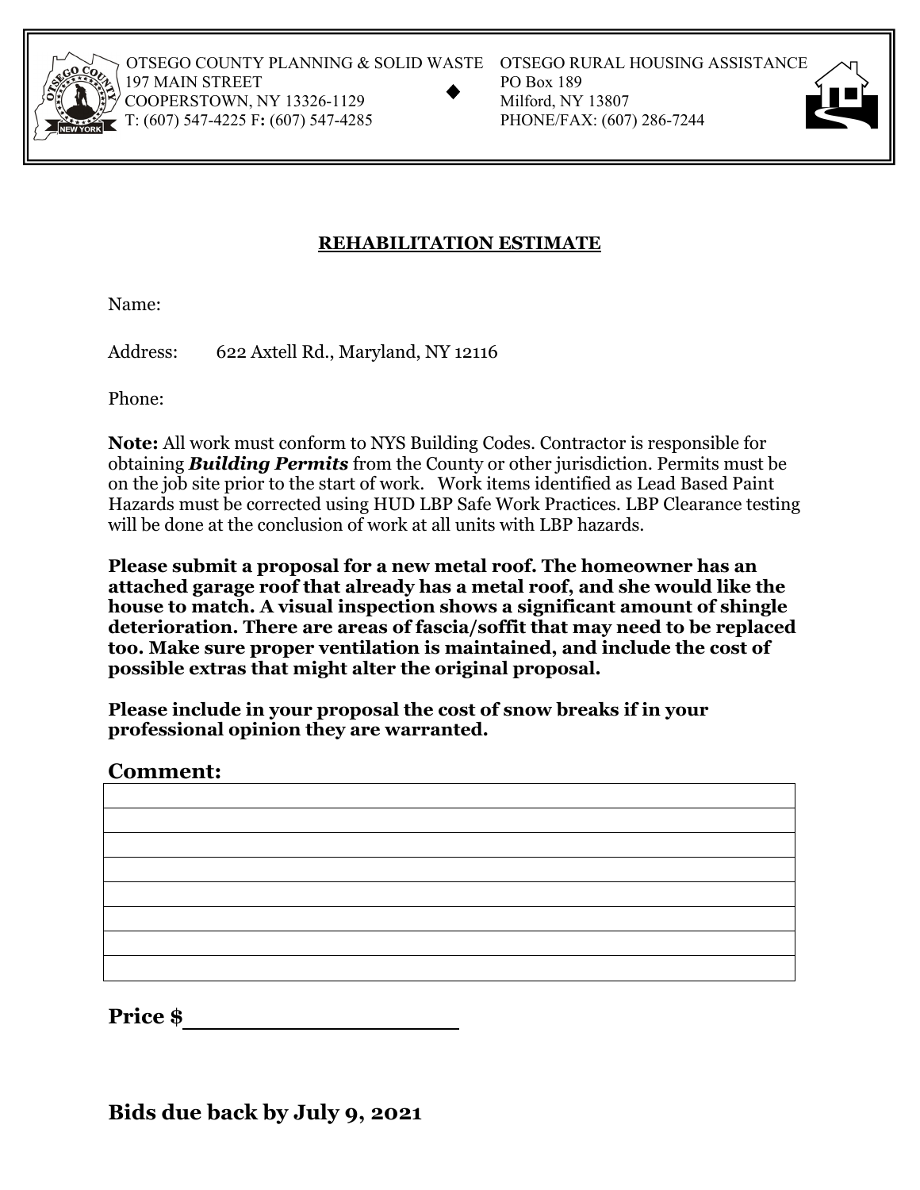OTSEGO COUNTY PLANNING & SOLID WASTE
197 MAIN STREET
COOPERSTOWN, NY 13326-1129
T: (607) 547-4225 F: (607) 547-4285

OTSEGO RURAL HOUSING ASSISTANCE
PO Box 189
Milford, NY 13807
PHONE/FAX: (607) 286-7244

## REHABILITATION ESTIMATE

Name:

Address: 622 Axtell Rd., Maryland, NY 12116

Phone:

**Note:** All work must conform to NYS Building Codes. Contractor is responsible for obtaining ***Building Permits*** from the County or other jurisdiction. Permits must be on the job site prior to the start of work. Work items identified as Lead Based Paint Hazards must be corrected using HUD LBP Safe Work Practices. LBP Clearance testing will be done at the conclusion of work at all units with LBP hazards.

**Please submit a proposal for a new metal roof. The homeowner has an attached garage roof that already has a metal roof, and she would like the house to match. A visual inspection shows a significant amount of shingle deterioration. There are areas of fascia/soffit that may need to be replaced too. Make sure proper ventilation is maintained, and include the cost of possible extras that might alter the original proposal.**

**Please include in your proposal the cost of snow breaks if in your professional opinion they are warranted.**

**Comment:**

|  |
|---|
|  |
|  |
|  |
|  |
|  |
|  |
|  |

**Price $\_\_\_\_\_\_\_\_\_\_\_\_\_\_\_\_\_\_\_\_**

**Bids due back by July 9, 2021**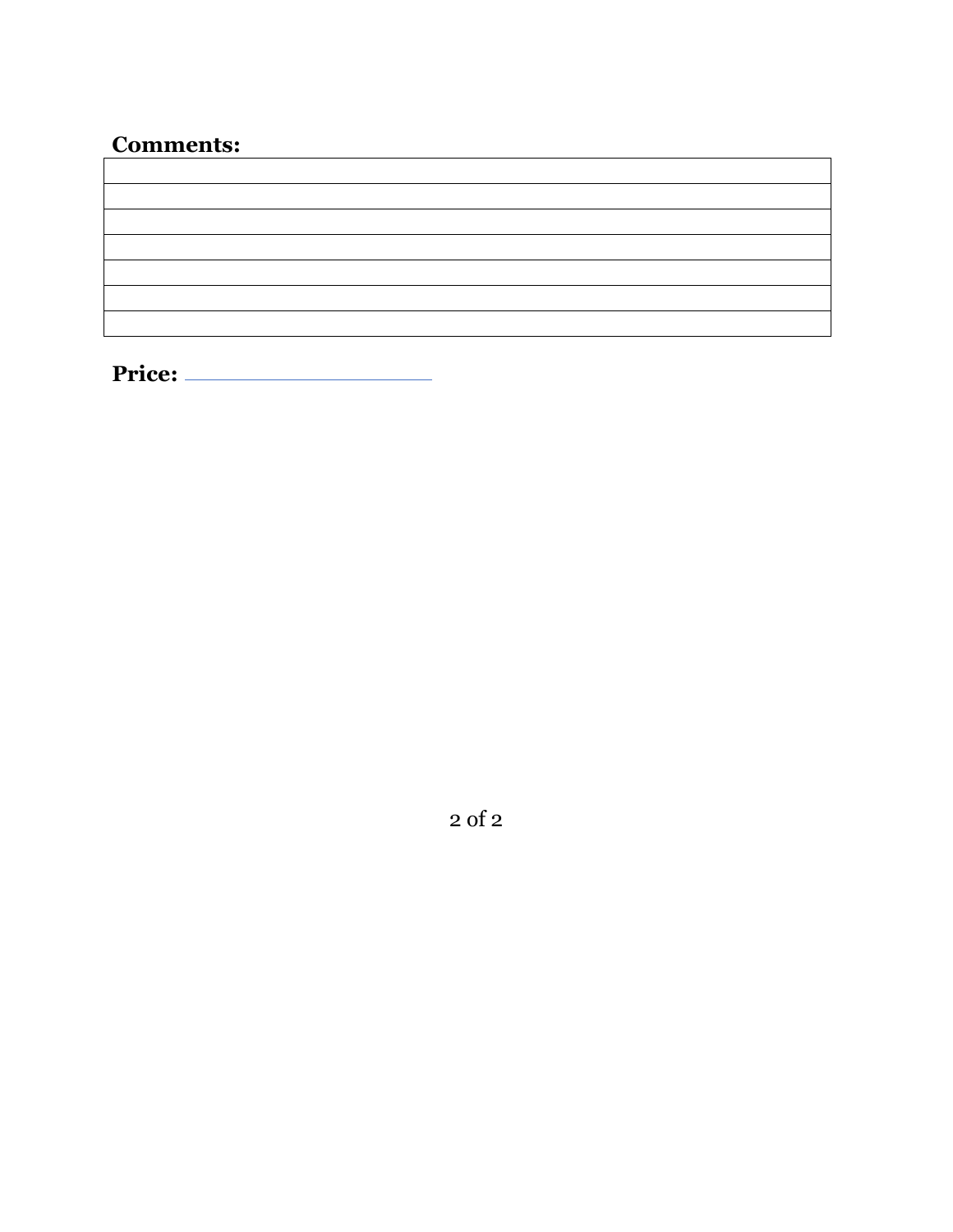**Comments:**

| |
|---|
| |
| |
| |
| |
| |
| |
| |

**Price:** ______________________